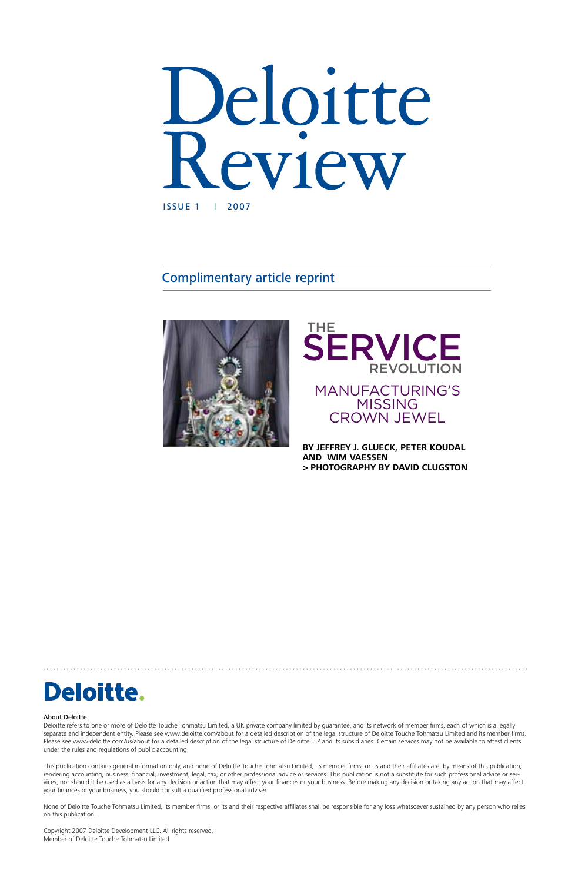# Deloitte Review

ISSUE 1 | 2007

Complimentary article reprint

## THE SERVICE REVOLUTION

### MANUFACTURING'S MISSING CROWN JEWEL

**BY JEFFREY J. GLUECK, PETER KOUDAL AND WIM VAESSEN**
**> PHOTOGRAPHY BY DAVID CLUGSTON**

Deloitte.

**About Deloitte**

Deloitte refers to one or more of Deloitte Touche Tohmatsu Limited, a UK private company limited by guarantee, and its network of member firms, each of which is a legally separate and independent entity. Please see www.deloitte.com/about for a detailed description of the legal structure of Deloitte Touche Tohmatsu Limited and its member firms. Please see www.deloitte.com/us/about for a detailed description of the legal structure of Deloitte LLP and its subsidiaries. Certain services may not be available to attest clients under the rules and regulations of public accounting.

This publication contains general information only, and none of Deloitte Touche Tohmatsu Limited, its member firms, or its and their affiliates are, by means of this publication, rendering accounting, business, financial, investment, legal, tax, or other professional advice or services. This publication is not a substitute for such professional advice or services, nor should it be used as a basis for any decision or action that may affect your finances or your business. Before making any decision or taking any action that may affect your finances or your business, you should consult a qualified professional adviser.

None of Deloitte Touche Tohmatsu Limited, its member firms, or its and their respective affiliates shall be responsible for any loss whatsoever sustained by any person who relies on this publication.

Copyright 2007 Deloitte Development LLC. All rights reserved.
Member of Deloitte Touche Tohmatsu Limited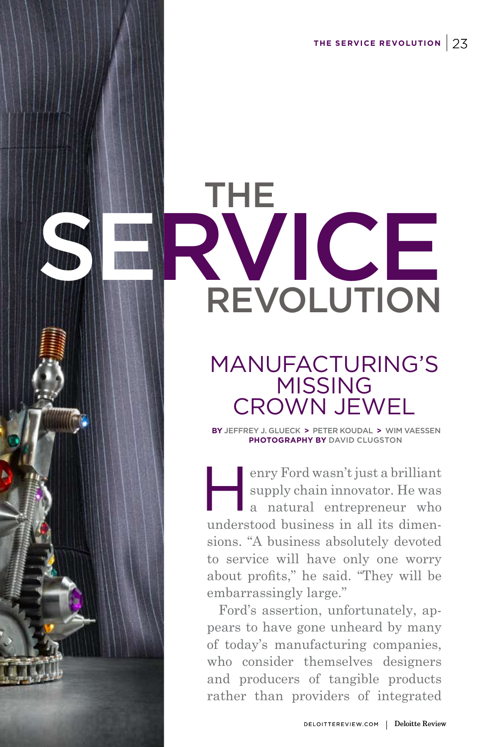# THE SERVICE REVOLUTION

## MANUFACTURING'S MISSING CROWN JEWEL

**BY** JEFFREY J. GLUECK > PETER KOUDAL > WIM VAESSEN
**PHOTOGRAPHY BY** DAVID CLUGSTON

Henry Ford wasn't just a brilliant supply chain innovator. He was a natural entrepreneur who understood business in all its dimensions. "A business absolutely devoted to service will have only one worry about profits," he said. "They will be embarrassingly large."

Ford's assertion, unfortunately, appears to have gone unheard by many of today's manufacturing companies, who consider themselves designers and producers of tangible products rather than providers of integrated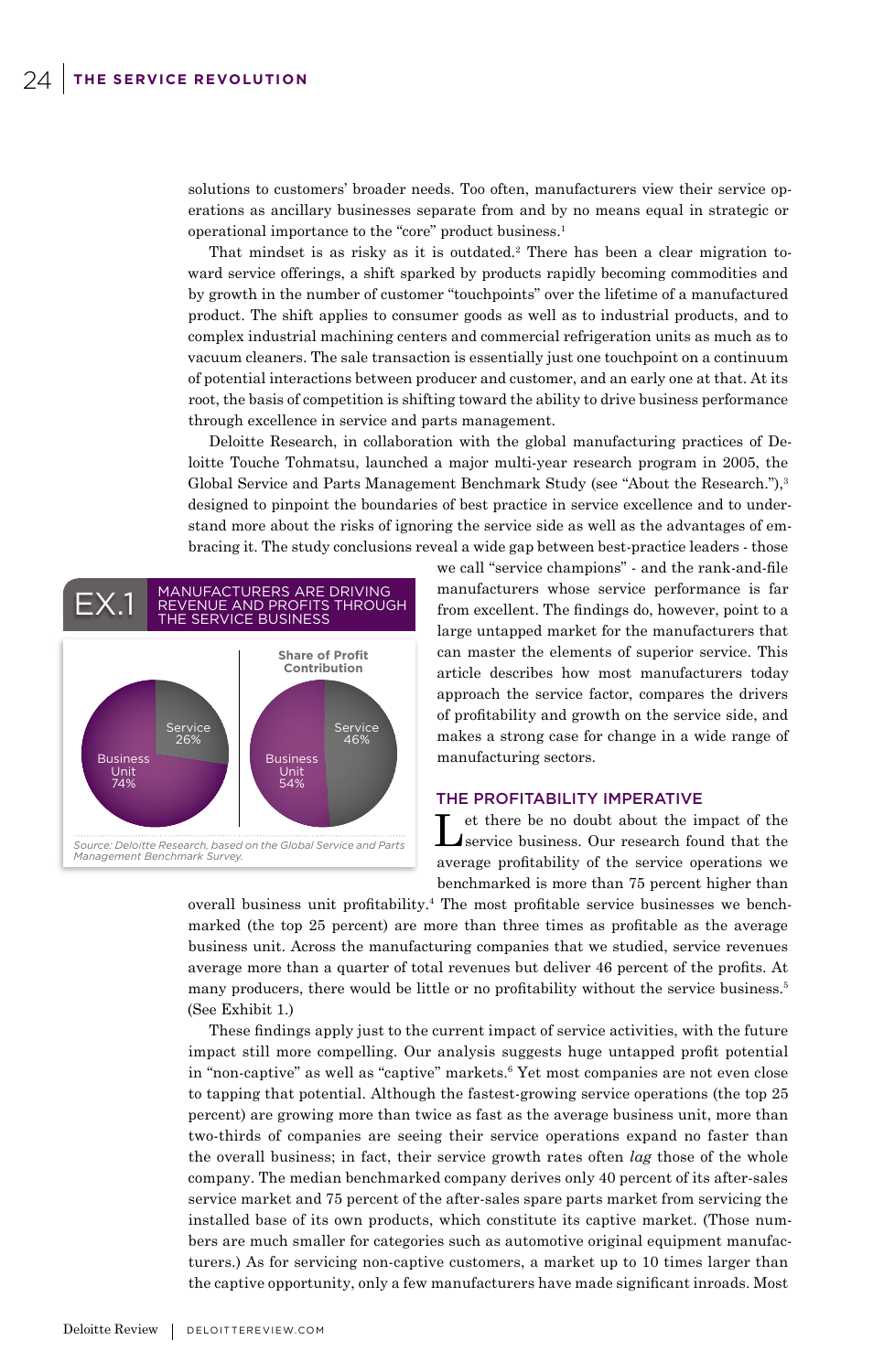solutions to customers' broader needs. Too often, manufacturers view their service operations as ancillary businesses separate from and by no means equal in strategic or operational importance to the "core" product business.[1]

That mindset is as risky as it is outdated.[2] There has been a clear migration toward service offerings, a shift sparked by products rapidly becoming commodities and by growth in the number of customer "touchpoints" over the lifetime of a manufactured product. The shift applies to consumer goods as well as to industrial products, and to complex industrial machining centers and commercial refrigeration units as much as to vacuum cleaners. The sale transaction is essentially just one touchpoint on a continuum of potential interactions between producer and customer, and an early one at that. At its root, the basis of competition is shifting toward the ability to drive business performance through excellence in service and parts management.

Deloitte Research, in collaboration with the global manufacturing practices of Deloitte Touche Tohmatsu, launched a major multi-year research program in 2005, the Global Service and Parts Management Benchmark Study (see "About the Research."),[3] designed to pinpoint the boundaries of best practice in service excellence and to understand more about the risks of ignoring the service side as well as the advantages of embracing it. The study conclusions reveal a wide gap between best-practice leaders - those we call "service champions" - and the rank-and-file manufacturers whose service performance is far from excellent. The findings do, however, point to a large untapped market for the manufacturers that can master the elements of superior service. This article describes how most manufacturers today approach the service factor, compares the drivers of profitability and growth on the service side, and makes a strong case for change in a wide range of manufacturing sectors.

**EX.1 MANUFACTURERS ARE DRIVING REVENUE AND PROFITS THROUGH THE SERVICE BUSINESS**

| Share of Revenue | | Share of Profit Contribution | |
|---|---|---|---|
| Service | 26% | Service | 46% |
| Business Unit | 74% | Business Unit | 54% |

*Source: Deloitte Research, based on the Global Service and Parts Management Benchmark Survey.*

## THE PROFITABILITY IMPERATIVE

Let there be no doubt about the impact of the service business. Our research found that the average profitability of the service operations we benchmarked is more than 75 percent higher than overall business unit profitability.[4] The most profitable service businesses we benchmarked (the top 25 percent) are more than three times as profitable as the average business unit. Across the manufacturing companies that we studied, service revenues average more than a quarter of total revenues but deliver 46 percent of the profits. At many producers, there would be little or no profitability without the service business.[5] (See Exhibit 1.)

These findings apply just to the current impact of service activities, with the future impact still more compelling. Our analysis suggests huge untapped profit potential in "non-captive" as well as "captive" markets.[6] Yet most companies are not even close to tapping that potential. Although the fastest-growing service operations (the top 25 percent) are growing more than twice as fast as the average business unit, more than two-thirds of companies are seeing their service operations expand no faster than the overall business; in fact, their service growth rates often *lag* those of the whole company. The median benchmarked company derives only 40 percent of its after-sales service market and 75 percent of the after-sales spare parts market from servicing the installed base of its own products, which constitute its captive market. (Those numbers are much smaller for categories such as automotive original equipment manufacturers.) As for servicing non-captive customers, a market up to 10 times larger than the captive opportunity, only a few manufacturers have made significant inroads. Most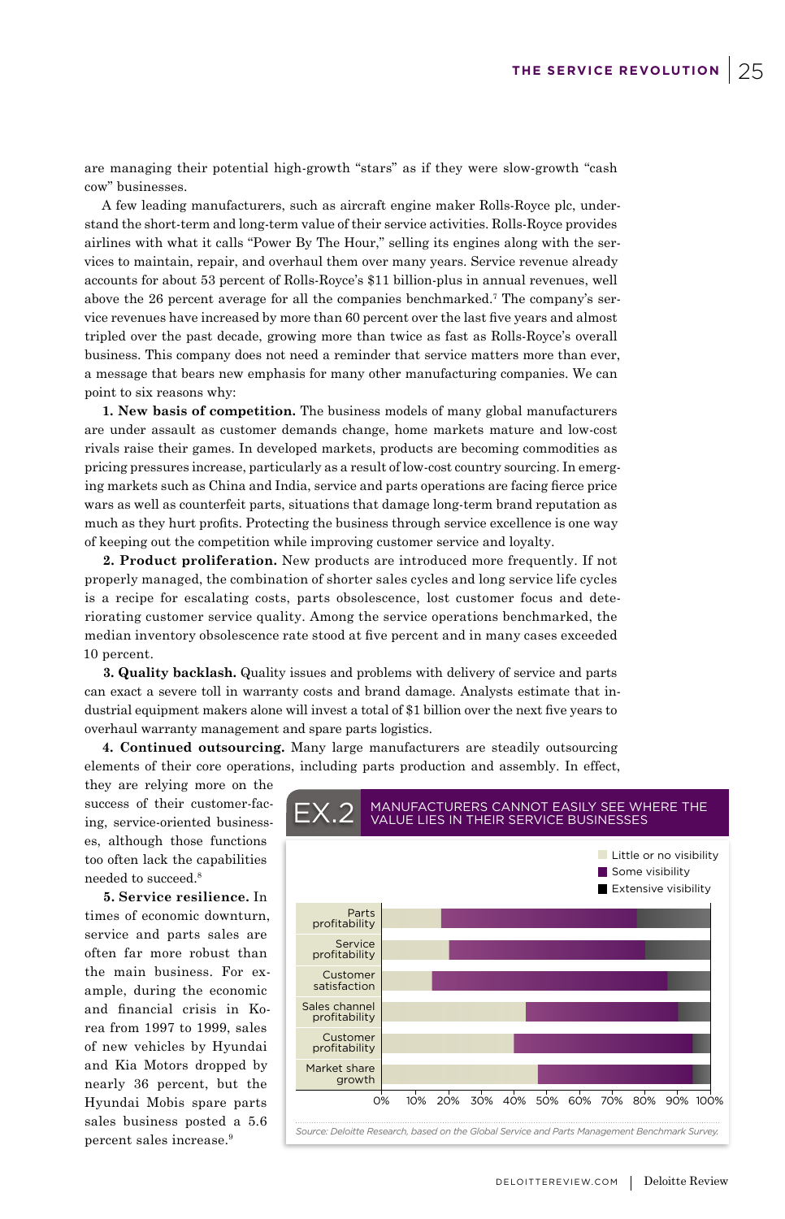are managing their potential high-growth "stars" as if they were slow-growth "cash cow" businesses.

A few leading manufacturers, such as aircraft engine maker Rolls-Royce plc, understand the short-term and long-term value of their service activities. Rolls-Royce provides airlines with what it calls "Power By The Hour," selling its engines along with the services to maintain, repair, and overhaul them over many years. Service revenue already accounts for about 53 percent of Rolls-Royce's $11 billion-plus in annual revenues, well above the 26 percent average for all the companies benchmarked.[7] The company's service revenues have increased by more than 60 percent over the last five years and almost tripled over the past decade, growing more than twice as fast as Rolls-Royce's overall business. This company does not need a reminder that service matters more than ever, a message that bears new emphasis for many other manufacturing companies. We can point to six reasons why:

**1. New basis of competition.** The business models of many global manufacturers are under assault as customer demands change, home markets mature and low-cost rivals raise their games. In developed markets, products are becoming commodities as pricing pressures increase, particularly as a result of low-cost country sourcing. In emerging markets such as China and India, service and parts operations are facing fierce price wars as well as counterfeit parts, situations that damage long-term brand reputation as much as they hurt profits. Protecting the business through service excellence is one way of keeping out the competition while improving customer service and loyalty.

**2. Product proliferation.** New products are introduced more frequently. If not properly managed, the combination of shorter sales cycles and long service life cycles is a recipe for escalating costs, parts obsolescence, lost customer focus and deteriorating customer service quality. Among the service operations benchmarked, the median inventory obsolescence rate stood at five percent and in many cases exceeded 10 percent.

**3. Quality backlash.** Quality issues and problems with delivery of service and parts can exact a severe toll in warranty costs and brand damage. Analysts estimate that industrial equipment makers alone will invest a total of $1 billion over the next five years to overhaul warranty management and spare parts logistics.

**4. Continued outsourcing.** Many large manufacturers are steadily outsourcing elements of their core operations, including parts production and assembly. In effect, they are relying more on the success of their customer-facing, service-oriented businesses, although those functions too often lack the capabilities needed to succeed.[8]

**5. Service resilience.** In times of economic downturn, service and parts sales are often far more robust than the main business. For example, during the economic and financial crisis in Korea from 1997 to 1999, sales of new vehicles by Hyundai and Kia Motors dropped by nearly 36 percent, but the Hyundai Mobis spare parts sales business posted a 5.6 percent sales increase.[9]

**EX.2 MANUFACTURERS CANNOT EASILY SEE WHERE THE VALUE LIES IN THEIR SERVICE BUSINESSES**

| | Little or no visibility | Some visibility | Extensive visibility |
|---|---|---|---|
| Parts profitability | ~18% | ~60% | ~22% |
| Service profitability | ~20% | ~60% | ~20% |
| Customer satisfaction | ~15% | ~72% | ~13% |
| Sales channel profitability | ~44% | ~47% | ~10% |
| Customer profitability | ~40% | ~55% | ~5% |
| Market share growth | ~48% | ~47% | ~5% |

Source: Deloitte Research, based on the Global Service and Parts Management Benchmark Survey.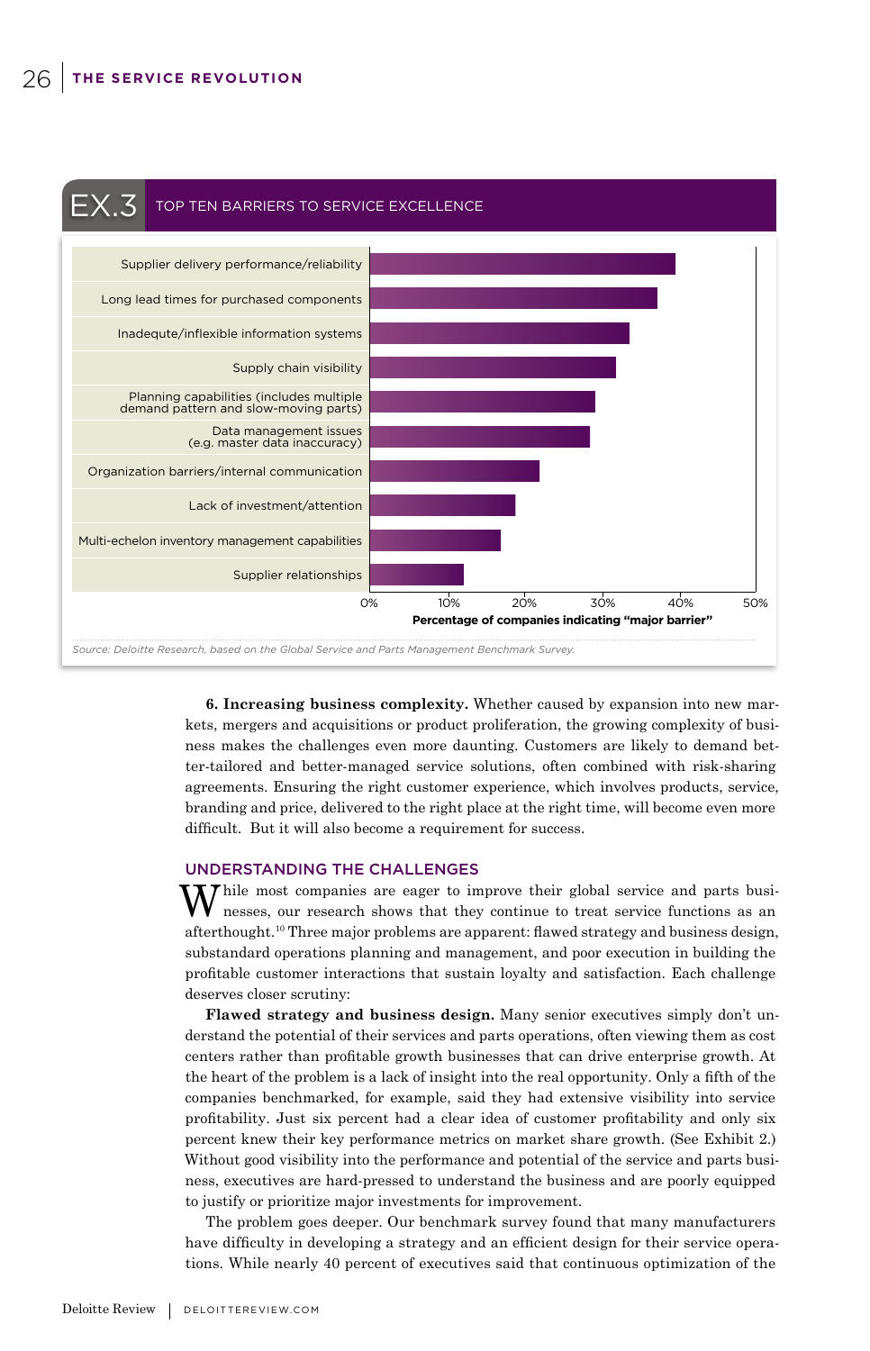## EX.3 TOP TEN BARRIERS TO SERVICE EXCELLENCE

| Barrier | Percentage of companies indicating "major barrier" (approx.) |
|---|---|
| Supplier delivery performance/reliability | ~39% |
| Long lead times for purchased components | ~37% |
| Inadequte/inflexible information systems | ~33% |
| Supply chain visibility | ~32% |
| Planning capabilities (includes multiple demand pattern and slow-moving parts) | ~29% |
| Data management issues (e.g. master data inaccuracy) | ~28% |
| Organization barriers/internal communication | ~22% |
| Lack of investment/attention | ~19% |
| Multi-echelon inventory management capabilities | ~17% |
| Supplier relationships | ~12% |

Percentage of companies indicating "major barrier" (axis: 0%, 10%, 20%, 30%, 40%, 50%)

*Source: Deloitte Research, based on the Global Service and Parts Management Benchmark Survey.*

**6. Increasing business complexity.** Whether caused by expansion into new markets, mergers and acquisitions or product proliferation, the growing complexity of business makes the challenges even more daunting. Customers are likely to demand better-tailored and better-managed service solutions, often combined with risk-sharing agreements. Ensuring the right customer experience, which involves products, service, branding and price, delivered to the right place at the right time, will become even more difficult. But it will also become a requirement for success.

## UNDERSTANDING THE CHALLENGES

While most companies are eager to improve their global service and parts businesses, our research shows that they continue to treat service functions as an afterthought.[10] Three major problems are apparent: flawed strategy and business design, substandard operations planning and management, and poor execution in building the profitable customer interactions that sustain loyalty and satisfaction. Each challenge deserves closer scrutiny:

**Flawed strategy and business design.** Many senior executives simply don't understand the potential of their services and parts operations, often viewing them as cost centers rather than profitable growth businesses that can drive enterprise growth. At the heart of the problem is a lack of insight into the real opportunity. Only a fifth of the companies benchmarked, for example, said they had extensive visibility into service profitability. Just six percent had a clear idea of customer profitability and only six percent knew their key performance metrics on market share growth. (See Exhibit 2.) Without good visibility into the performance and potential of the service and parts business, executives are hard-pressed to understand the business and are poorly equipped to justify or prioritize major investments for improvement.

The problem goes deeper. Our benchmark survey found that many manufacturers have difficulty in developing a strategy and an efficient design for their service operations. While nearly 40 percent of executives said that continuous optimization of the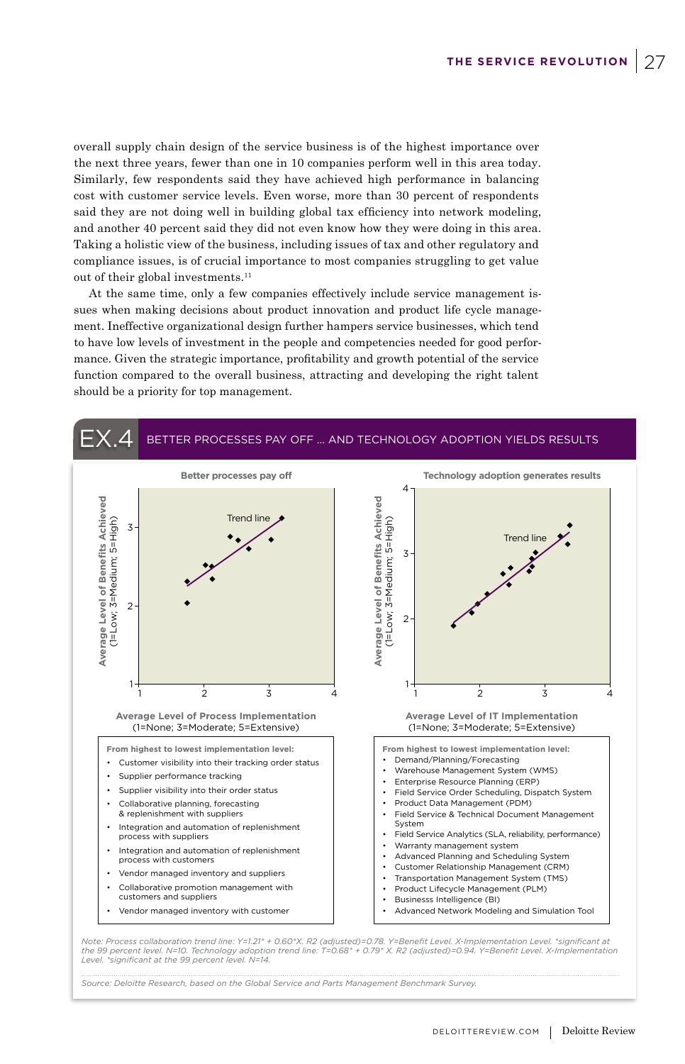overall supply chain design of the service business is of the highest importance over the next three years, fewer than one in 10 companies perform well in this area today. Similarly, few respondents said they have achieved high performance in balancing cost with customer service levels. Even worse, more than 30 percent of respondents said they are not doing well in building global tax efficiency into network modeling, and another 40 percent said they did not even know how they were doing in this area. Taking a holistic view of the business, including issues of tax and other regulatory and compliance issues, is of crucial importance to most companies struggling to get value out of their global investments.[11]

At the same time, only a few companies effectively include service management issues when making decisions about product innovation and product life cycle management. Ineffective organizational design further hampers service businesses, which tend to have low levels of investment in the people and competencies needed for good performance. Given the strategic importance, profitability and growth potential of the service function compared to the overall business, attracting and developing the right talent should be a priority for top management.

## EX.4 BETTER PROCESSES PAY OFF ... AND TECHNOLOGY ADOPTION YIELDS RESULTS

**Better processes pay off**

Average Level of Benefits Achieved (1=Low; 3=Medium; 5=High)

Trend line

**Average Level of Process Implementation** (1=None; 3=Moderate; 5=Extensive)

**From highest to lowest implementation level:**

- Customer visibility into their tracking order status
- Supplier performance tracking
- Supplier visibility into their order status
- Collaborative planning, forecasting & replenishment with suppliers
- Integration and automation of replenishment process with suppliers
- Integration and automation of replenishment process with customers
- Vendor managed inventory and suppliers
- Collaborative promotion management with customers and suppliers
- Vendor managed inventory with customer

**Technology adoption generates results**

Average Level of Benefits Achieved (1=Low; 3=Medium; 5=High)

Trend line

**Average Level of IT Implementation** (1=None; 3=Moderate; 5=Extensive)

**From highest to lowest implementation level:**

- Demand/Planning/Forecasting
- Warehouse Management System (WMS)
- Enterprise Resource Planning (ERP)
- Field Service Order Scheduling, Dispatch System
- Product Data Management (PDM)
- Field Service & Technical Document Management System
- Field Service Analytics (SLA, reliability, performance)
- Warranty management system
- Advanced Planning and Scheduling System
- Customer Relationship Management (CRM)
- Transportation Management System (TMS)
- Product Lifecycle Management (PLM)
- Business Intelligence (BI)
- Advanced Network Modeling and Simulation Tool

*Note: Process collaboration trend line: Y=1.21* + 0.60*X. R2 (adjusted)=0.78. Y=Benefit Level. X-Implementation Level. *significant at the 99 percent level. N=10. Technology adoption trend line: T=0.68* + 0.79* X. R2 (adjusted)=0.94. Y=Benefit Level. X-Implementation Level. *significant at the 99 percent level. N=14.*

*Source: Deloitte Research, based on the Global Service and Parts Management Benchmark Survey.*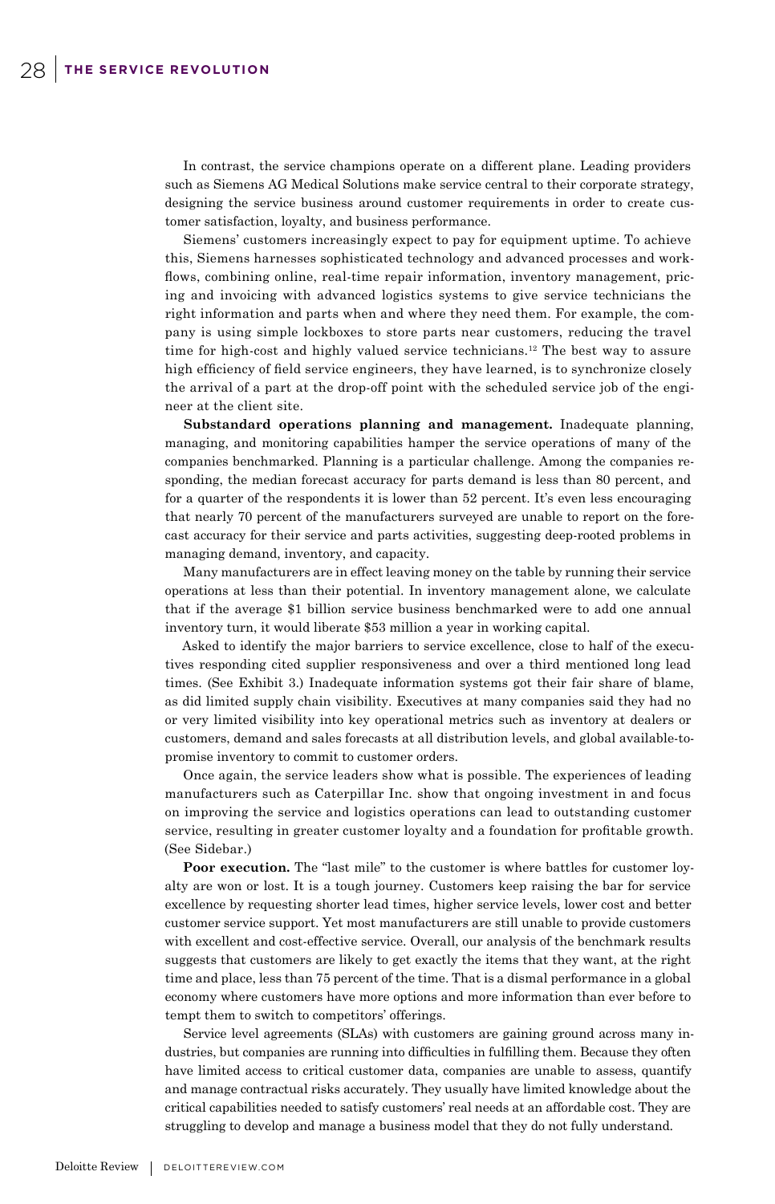In contrast, the service champions operate on a different plane. Leading providers such as Siemens AG Medical Solutions make service central to their corporate strategy, designing the service business around customer requirements in order to create customer satisfaction, loyalty, and business performance.

Siemens' customers increasingly expect to pay for equipment uptime. To achieve this, Siemens harnesses sophisticated technology and advanced processes and workflows, combining online, real-time repair information, inventory management, pricing and invoicing with advanced logistics systems to give service technicians the right information and parts when and where they need them. For example, the company is using simple lockboxes to store parts near customers, reducing the travel time for high-cost and highly valued service technicians.[12] The best way to assure high efficiency of field service engineers, they have learned, is to synchronize closely the arrival of a part at the drop-off point with the scheduled service job of the engineer at the client site.

**Substandard operations planning and management.** Inadequate planning, managing, and monitoring capabilities hamper the service operations of many of the companies benchmarked. Planning is a particular challenge. Among the companies responding, the median forecast accuracy for parts demand is less than 80 percent, and for a quarter of the respondents it is lower than 52 percent. It's even less encouraging that nearly 70 percent of the manufacturers surveyed are unable to report on the forecast accuracy for their service and parts activities, suggesting deep-rooted problems in managing demand, inventory, and capacity.

Many manufacturers are in effect leaving money on the table by running their service operations at less than their potential. In inventory management alone, we calculate that if the average $1 billion service business benchmarked were to add one annual inventory turn, it would liberate $53 million a year in working capital.

Asked to identify the major barriers to service excellence, close to half of the executives responding cited supplier responsiveness and over a third mentioned long lead times. (See Exhibit 3.) Inadequate information systems got their fair share of blame, as did limited supply chain visibility. Executives at many companies said they had no or very limited visibility into key operational metrics such as inventory at dealers or customers, demand and sales forecasts at all distribution levels, and global available-to-promise inventory to commit to customer orders.

Once again, the service leaders show what is possible. The experiences of leading manufacturers such as Caterpillar Inc. show that ongoing investment in and focus on improving the service and logistics operations can lead to outstanding customer service, resulting in greater customer loyalty and a foundation for profitable growth. (See Sidebar.)

**Poor execution.** The "last mile" to the customer is where battles for customer loyalty are won or lost. It is a tough journey. Customers keep raising the bar for service excellence by requesting shorter lead times, higher service levels, lower cost and better customer service support. Yet most manufacturers are still unable to provide customers with excellent and cost-effective service. Overall, our analysis of the benchmark results suggests that customers are likely to get exactly the items that they want, at the right time and place, less than 75 percent of the time. That is a dismal performance in a global economy where customers have more options and more information than ever before to tempt them to switch to competitors' offerings.

Service level agreements (SLAs) with customers are gaining ground across many industries, but companies are running into difficulties in fulfilling them. Because they often have limited access to critical customer data, companies are unable to assess, quantify and manage contractual risks accurately. They usually have limited knowledge about the critical capabilities needed to satisfy customers' real needs at an affordable cost. They are struggling to develop and manage a business model that they do not fully understand.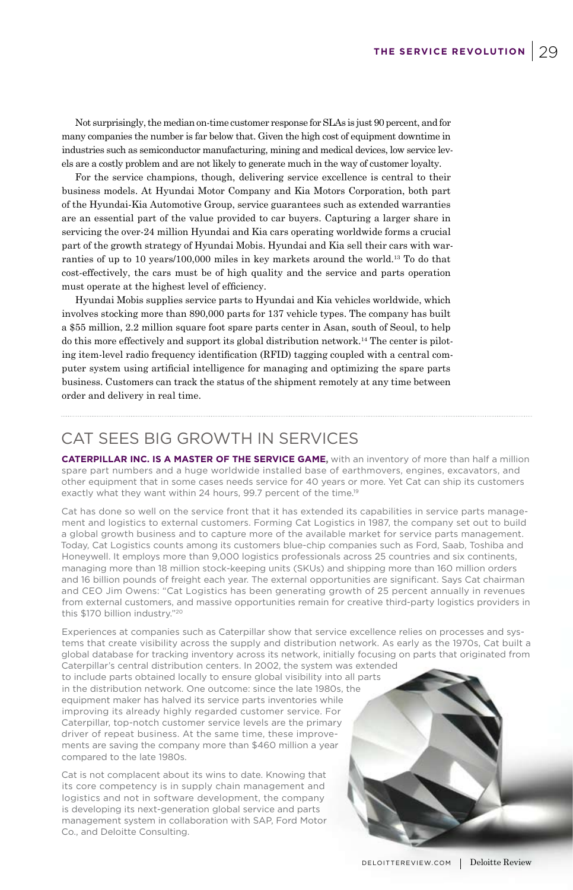Not surprisingly, the median on-time customer response for SLAs is just 90 percent, and for many companies the number is far below that. Given the high cost of equipment downtime in industries such as semiconductor manufacturing, mining and medical devices, low service levels are a costly problem and are not likely to generate much in the way of customer loyalty.

For the service champions, though, delivering service excellence is central to their business models. At Hyundai Motor Company and Kia Motors Corporation, both part of the Hyundai-Kia Automotive Group, service guarantees such as extended warranties are an essential part of the value provided to car buyers. Capturing a larger share in servicing the over-24 million Hyundai and Kia cars operating worldwide forms a crucial part of the growth strategy of Hyundai Mobis. Hyundai and Kia sell their cars with warranties of up to 10 years/100,000 miles in key markets around the world.[13] To do that cost-effectively, the cars must be of high quality and the service and parts operation must operate at the highest level of efficiency.

Hyundai Mobis supplies service parts to Hyundai and Kia vehicles worldwide, which involves stocking more than 890,000 parts for 137 vehicle types. The company has built a $55 million, 2.2 million square foot spare parts center in Asan, south of Seoul, to help do this more effectively and support its global distribution network.[14] The center is piloting item-level radio frequency identification (RFID) tagging coupled with a central computer system using artificial intelligence for managing and optimizing the spare parts business. Customers can track the status of the shipment remotely at any time between order and delivery in real time.

## CAT SEES BIG GROWTH IN SERVICES

**CATERPILLAR INC. IS A MASTER OF THE SERVICE GAME,** with an inventory of more than half a million spare part numbers and a huge worldwide installed base of earthmovers, engines, excavators, and other equipment that in some cases needs service for 40 years or more. Yet Cat can ship its customers exactly what they want within 24 hours, 99.7 percent of the time.[19]

Cat has done so well on the service front that it has extended its capabilities in service parts management and logistics to external customers. Forming Cat Logistics in 1987, the company set out to build a global growth business and to capture more of the available market for service parts management. Today, Cat Logistics counts among its customers blue-chip companies such as Ford, Saab, Toshiba and Honeywell. It employs more than 9,000 logistics professionals across 25 countries and six continents, managing more than 18 million stock-keeping units (SKUs) and shipping more than 160 million orders and 16 billion pounds of freight each year. The external opportunities are significant. Says Cat chairman and CEO Jim Owens: "Cat Logistics has been generating growth of 25 percent annually in revenues from external customers, and massive opportunities remain for creative third-party logistics providers in this $170 billion industry."[20]

Experiences at companies such as Caterpillar show that service excellence relies on processes and systems that create visibility across the supply and distribution network. As early as the 1970s, Cat built a global database for tracking inventory across its network, initially focusing on parts that originated from Caterpillar's central distribution centers. In 2002, the system was extended to include parts obtained locally to ensure global visibility into all parts in the distribution network. One outcome: since the late 1980s, the equipment maker has halved its service parts inventories while improving its already highly regarded customer service. For Caterpillar, top-notch customer service levels are the primary driver of repeat business. At the same time, these improvements are saving the company more than $460 million a year compared to the late 1980s.

Cat is not complacent about its wins to date. Knowing that its core competency is in supply chain management and logistics and not in software development, the company is developing its next-generation global service and parts management system in collaboration with SAP, Ford Motor Co., and Deloitte Consulting.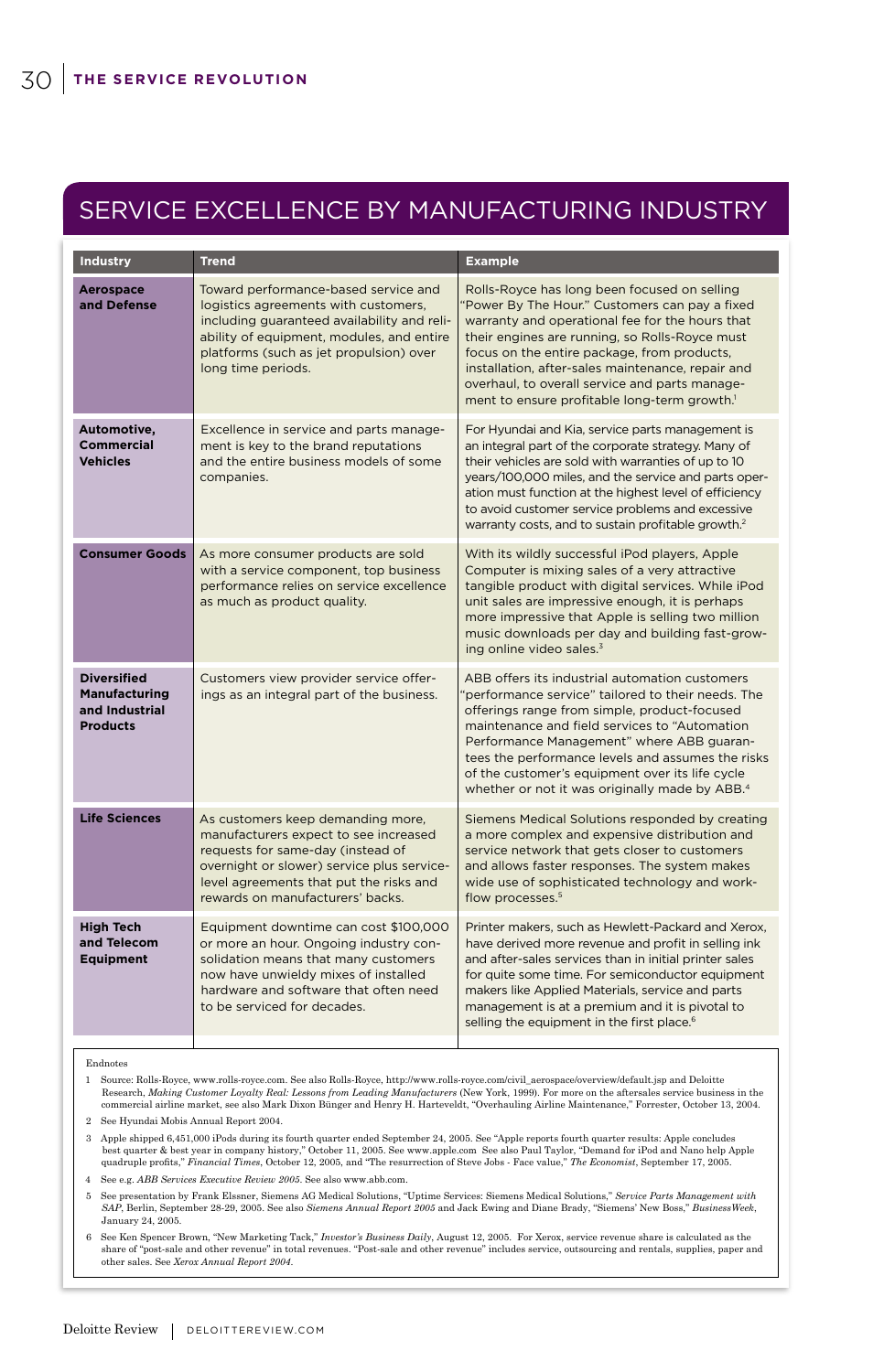## SERVICE EXCELLENCE BY MANUFACTURING INDUSTRY

| Industry | Trend | Example |
|---|---|---|
| **Aerospace and Defense** | Toward performance-based service and logistics agreements with customers, including guaranteed availability and reliability of equipment, modules, and entire platforms (such as jet propulsion) over long time periods. | Rolls-Royce has long been focused on selling "Power By The Hour." Customers can pay a fixed warranty and operational fee for the hours that their engines are running, so Rolls-Royce must focus on the entire package, from products, installation, after-sales maintenance, repair and overhaul, to overall service and parts management to ensure profitable long-term growth.[1] |
| **Automotive, Commercial Vehicles** | Excellence in service and parts management is key to the brand reputations and the entire business models of some companies. | For Hyundai and Kia, service parts management is an integral part of the corporate strategy. Many of their vehicles are sold with warranties of up to 10 years/100,000 miles, and the service and parts operation must function at the highest level of efficiency to avoid customer service problems and excessive warranty costs, and to sustain profitable growth.[2] |
| **Consumer Goods** | As more consumer products are sold with a service component, top business performance relies on service excellence as much as product quality. | With its wildly successful iPod players, Apple Computer is mixing sales of a very attractive tangible product with digital services. While iPod unit sales are impressive enough, it is perhaps more impressive that Apple is selling two million music downloads per day and building fast-growing online video sales.[3] |
| **Diversified Manufacturing and Industrial Products** | Customers view provider service offerings as an integral part of the business. | ABB offers its industrial automation customers "performance service" tailored to their needs. The offerings range from simple, product-focused maintenance and field services to "Automation Performance Management" where ABB guarantees the performance levels and assumes the risks of the customer's equipment over its life cycle whether or not it was originally made by ABB.[4] |
| **Life Sciences** | As customers keep demanding more, manufacturers expect to see increased requests for same-day (instead of overnight or slower) service plus service-level agreements that put the risks and rewards on manufacturers' backs. | Siemens Medical Solutions responded by creating a more complex and expensive distribution and service network that gets closer to customers and allows faster responses. The system makes wide use of sophisticated technology and workflow processes.[5] |
| **High Tech and Telecom Equipment** | Equipment downtime can cost $100,000 or more an hour. Ongoing industry consolidation means that many customers now have unwieldy mixes of installed hardware and software that often need to be serviced for decades. | Printer makers, such as Hewlett-Packard and Xerox, have derived more revenue and profit in selling ink and after-sales services than in initial printer sales for quite some time. For semiconductor equipment makers like Applied Materials, service and parts management is at a premium and it is pivotal to selling the equipment in the first place.[6] |

Endnotes

1. Source: Rolls-Royce, www.rolls-royce.com. See also Rolls-Royce, http://www.rolls-royce.com/civil_aerospace/overview/default.jsp and Deloitte Research, *Making Customer Loyalty Real: Lessons from Leading Manufacturers* (New York, 1999). For more on the aftersales service business in the commercial airline market, see also Mark Dixon Bünger and Henry H. Harteveldt, "Overhauling Airline Maintenance," Forrester, October 13, 2004.
2. See Hyundai Mobis Annual Report 2004.
3. Apple shipped 6,451,000 iPods during its fourth quarter ended September 24, 2005. See "Apple reports fourth quarter results: Apple concludes best quarter & best year in company history," October 11, 2005. See www.apple.com See also Paul Taylor, "Demand for iPod and Nano help Apple quadruple profits," *Financial Times*, October 12, 2005, and "The resurrection of Steve Jobs - Face value," *The Economist*, September 17, 2005.
4. See e.g. *ABB Services Executive Review 2005*. See also www.abb.com.
5. See presentation by Frank Elssner, Siemens AG Medical Solutions, "Uptime Services: Siemens Medical Solutions," *Service Parts Management with SAP*, Berlin, September 28-29, 2005. See also *Siemens Annual Report 2005* and Jack Ewing and Diane Brady, "Siemens' New Boss," *BusinessWeek*, January 24, 2005.
6. See Ken Spencer Brown, "New Marketing Tack," *Investor's Business Daily*, August 12, 2005. For Xerox, service revenue share is calculated as the share of "post-sale and other revenue" in total revenues. "Post-sale and other revenue" includes service, outsourcing and rentals, supplies, paper and other sales. See *Xerox Annual Report 2004*.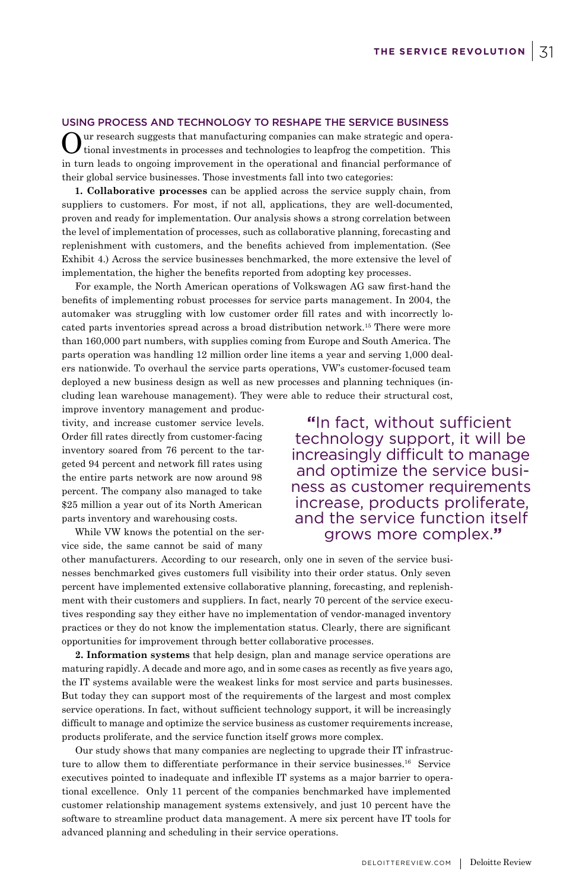## USING PROCESS AND TECHNOLOGY TO RESHAPE THE SERVICE BUSINESS

Our research suggests that manufacturing companies can make strategic and operational investments in processes and technologies to leapfrog the competition. This in turn leads to ongoing improvement in the operational and financial performance of their global service businesses. Those investments fall into two categories:

**1. Collaborative processes** can be applied across the service supply chain, from suppliers to customers. For most, if not all, applications, they are well-documented, proven and ready for implementation. Our analysis shows a strong correlation between the level of implementation of processes, such as collaborative planning, forecasting and replenishment with customers, and the benefits achieved from implementation. (See Exhibit 4.) Across the service businesses benchmarked, the more extensive the level of implementation, the higher the benefits reported from adopting key processes.

For example, the North American operations of Volkswagen AG saw first-hand the benefits of implementing robust processes for service parts management. In 2004, the automaker was struggling with low customer order fill rates and with incorrectly located parts inventories spread across a broad distribution network.[15] There were more than 160,000 part numbers, with supplies coming from Europe and South America. The parts operation was handling 12 million order line items a year and serving 1,000 dealers nationwide. To overhaul the service parts operations, VW's customer-focused team deployed a new business design as well as new processes and planning techniques (including lean warehouse management). They were able to reduce their structural cost, improve inventory management and productivity, and increase customer service levels. Order fill rates directly from customer-facing inventory soared from 76 percent to the targeted 94 percent and network fill rates using the entire parts network are now around 98 percent. The company also managed to take $25 million a year out of its North American parts inventory and warehousing costs.

> "In fact, without sufficient technology support, it will be increasingly difficult to manage and optimize the service business as customer requirements increase, products proliferate, and the service function itself grows more complex."

While VW knows the potential on the service side, the same cannot be said of many other manufacturers. According to our research, only one in seven of the service businesses benchmarked gives customers full visibility into their order status. Only seven percent have implemented extensive collaborative planning, forecasting, and replenishment with their customers and suppliers. In fact, nearly 70 percent of the service executives responding say they either have no implementation of vendor-managed inventory practices or they do not know the implementation status. Clearly, there are significant opportunities for improvement through better collaborative processes.

**2. Information systems** that help design, plan and manage service operations are maturing rapidly. A decade and more ago, and in some cases as recently as five years ago, the IT systems available were the weakest links for most service and parts businesses. But today they can support most of the requirements of the largest and most complex service operations. In fact, without sufficient technology support, it will be increasingly difficult to manage and optimize the service business as customer requirements increase, products proliferate, and the service function itself grows more complex.

Our study shows that many companies are neglecting to upgrade their IT infrastructure to allow them to differentiate performance in their service businesses.[16] Service executives pointed to inadequate and inflexible IT systems as a major barrier to operational excellence. Only 11 percent of the companies benchmarked have implemented customer relationship management systems extensively, and just 10 percent have the software to streamline product data management. A mere six percent have IT tools for advanced planning and scheduling in their service operations.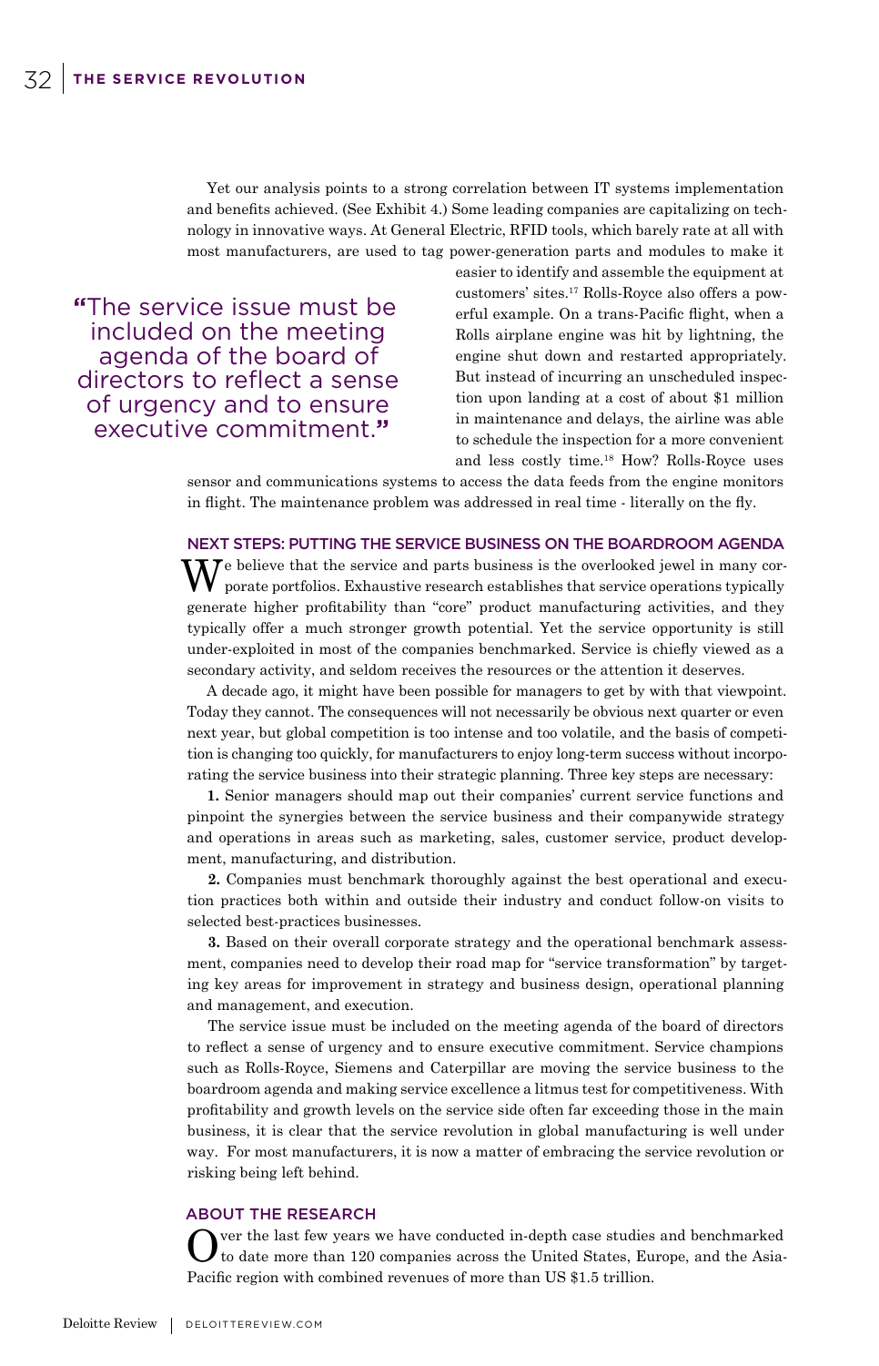Yet our analysis points to a strong correlation between IT systems implementation and benefits achieved. (See Exhibit 4.) Some leading companies are capitalizing on technology in innovative ways. At General Electric, RFID tools, which barely rate at all with most manufacturers, are used to tag power-generation parts and modules to make it easier to identify and assemble the equipment at customers' sites.[17] Rolls-Royce also offers a powerful example. On a trans-Pacific flight, when a Rolls airplane engine was hit by lightning, the engine shut down and restarted appropriately. But instead of incurring an unscheduled inspection upon landing at a cost of about $1 million in maintenance and delays, the airline was able to schedule the inspection for a more convenient and less costly time.[18] How? Rolls-Royce uses sensor and communications systems to access the data feeds from the engine monitors in flight. The maintenance problem was addressed in real time - literally on the fly.

> "The service issue must be included on the meeting agenda of the board of directors to reflect a sense of urgency and to ensure executive commitment."

## NEXT STEPS: PUTTING THE SERVICE BUSINESS ON THE BOARDROOM AGENDA

We believe that the service and parts business is the overlooked jewel in many corporate portfolios. Exhaustive research establishes that service operations typically generate higher profitability than "core" product manufacturing activities, and they typically offer a much stronger growth potential. Yet the service opportunity is still under-exploited in most of the companies benchmarked. Service is chiefly viewed as a secondary activity, and seldom receives the resources or the attention it deserves.

A decade ago, it might have been possible for managers to get by with that viewpoint. Today they cannot. The consequences will not necessarily be obvious next quarter or even next year, but global competition is too intense and too volatile, and the basis of competition is changing too quickly, for manufacturers to enjoy long-term success without incorporating the service business into their strategic planning. Three key steps are necessary:

**1.** Senior managers should map out their companies' current service functions and pinpoint the synergies between the service business and their companywide strategy and operations in areas such as marketing, sales, customer service, product development, manufacturing, and distribution.

**2.** Companies must benchmark thoroughly against the best operational and execution practices both within and outside their industry and conduct follow-on visits to selected best-practices businesses.

**3.** Based on their overall corporate strategy and the operational benchmark assessment, companies need to develop their road map for "service transformation" by targeting key areas for improvement in strategy and business design, operational planning and management, and execution.

The service issue must be included on the meeting agenda of the board of directors to reflect a sense of urgency and to ensure executive commitment. Service champions such as Rolls-Royce, Siemens and Caterpillar are moving the service business to the boardroom agenda and making service excellence a litmus test for competitiveness. With profitability and growth levels on the service side often far exceeding those in the main business, it is clear that the service revolution in global manufacturing is well under way. For most manufacturers, it is now a matter of embracing the service revolution or risking being left behind.

## ABOUT THE RESEARCH

Over the last few years we have conducted in-depth case studies and benchmarked to date more than 120 companies across the United States, Europe, and the Asia-Pacific region with combined revenues of more than US $1.5 trillion.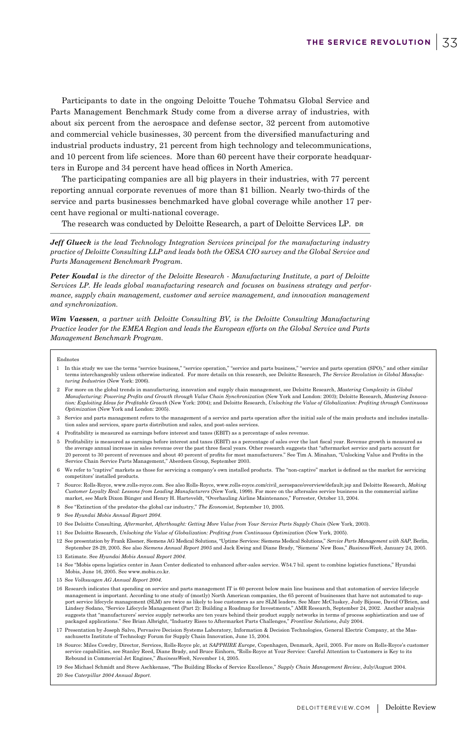Participants to date in the ongoing Deloitte Touche Tohmatsu Global Service and Parts Management Benchmark Study come from a diverse array of industries, with about six percent from the aerospace and defense sector, 32 percent from automotive and commercial vehicle businesses, 30 percent from the diversified manufacturing and industrial products industry, 21 percent from high technology and telecommunications, and 10 percent from life sciences. More than 60 percent have their corporate headquarters in Europe and 34 percent have head offices in North America.

The participating companies are all big players in their industries, with 77 percent reporting annual corporate revenues of more than $1 billion. Nearly two-thirds of the service and parts businesses benchmarked have global coverage while another 17 percent have regional or multi-national coverage.

The research was conducted by Deloitte Research, a part of Deloitte Services LP. DR

---

***Jeff Glueck*** *is the lead Technology Integration Services principal for the manufacturing industry practice of Deloitte Consulting LLP and leads both the OESA CIO survey and the Global Service and Parts Management Benchmark Program.*

***Peter Koudal*** *is the director of the Deloitte Research - Manufacturing Institute, a part of Deloitte Services LP. He leads global manufacturing research and focuses on business strategy and performance, supply chain management, customer and service management, and innovation management and synchronization.*

***Wim Vaessen****, a partner with Deloitte Consulting BV, is the Deloitte Consulting Manufacturing Practice leader for the EMEA Region and leads the European efforts on the Global Service and Parts Management Benchmark Program.*

Endnotes

1. In this study we use the terms "service business," "service operation," "service and parts business," "service and parts operation (SPO)," and other similar terms interchangeably unless otherwise indicated. For more details on this research, see Deloitte Research, *The Service Revolution in Global Manufacturing Industries* (New York: 2006).
2. For more on the global trends in manufacturing, innovation and supply chain management, see Deloitte Research, *Mastering Complexity in Global Manufacturing: Powering Profits and Growth through Value Chain Synchronization* (New York and London: 2003); Deloitte Research, *Mastering Innovation: Exploiting Ideas for Profitable Growth* (New York: 2004); and Deloitte Research, *Unlocking the Value of Globalization: Profiting through Continuous Optimization* (New York and London: 2005).
3. Service and parts management refers to the management of a service and parts operation after the initial sale of the main products and includes installation sales and services, spare parts distribution and sales, and post-sales services.
4. Profitability is measured as earnings before interest and taxes (EBIT) as a percentage of sales revenue.
5. Profitability is measured as earnings before interest and taxes (EBIT) as a percentage of sales over the last fiscal year. Revenue growth is measured as the average annual increase in sales revenue over the past three fiscal years. Other research suggests that "aftermarket service and parts account for 20 percent to 30 percent of revenues and about 40 percent of profits for most manufacturers." See Tim A. Minahan, "Unlocking Value and Profits in the Service Chain Service Parts Management," Aberdeen Group, September 2003.
6. We refer to "captive" markets as those for servicing a company's own installed products. The "non-captive" market is defined as the market for servicing competitors' installed products.
7. Source: Rolls-Royce, www.rolls-royce.com. See also Rolls-Royce, www.rolls-royce.com/civil_aerospace/overview/default.jsp and Deloitte Research, *Making Customer Loyalty Real: Lessons from Leading Manufacturers* (New York, 1999). For more on the aftersales service business in the commercial airline market, see Mark Dixon Bünger and Henry H. Harteveldt, "Overhauling Airline Maintenance," Forrester, October 13, 2004.
8. See "Extinction of the predator-the global car industry," *The Economist*, September 10, 2005.
9. See *Hyundai Mobis Annual Report 2004*.
10. See Deloitte Consulting, *Aftermarket, Afterthought: Getting More Value from Your Service Parts Supply Chain* (New York, 2003).
11. See Deloitte Research, *Unlocking the Value of Globalization: Profiting from Continuous Optimization* (New York, 2005).
12. See presentation by Frank Elssner, Siemens AG Medical Solutions, "Uptime Services: Siemens Medical Solutions," *Service Parts Management with SAP*, Berlin, September 28-29, 2005. See also *Siemens Annual Report 2005* and Jack Ewing and Diane Brady, "Siemens' New Boss," *BusinessWeek*, January 24, 2005.
13. Estimate. See *Hyundai Mobis Annual Report 2004*.
14. See "Mobis opens logistics center in Asan Center dedicated to enhanced after-sales service. W54.7 bil. spent to combine logistics functions," Hyundai Mobis, June 16, 2005. See www.mobis.co.kr.
15. See *Volkswagen AG Annual Report 2004*.
16. Research indicates that spending on service and parts management IT is 60 percent below main line business and that automation of service lifecycle management is important. According to one study of (mostly) North American companies, the 65 percent of businesses that have not automated to support service lifecycle management (SLM) are twice as likely to lose customers as are SLM leaders. See Marc McCluskey, Judy Bijesse, David O'Brien, and Lindsey Sodano, "Service Lifecycle Management (Part 2): Building a Roadmap for Investments," AMR Research, September 24, 2002. Another analysis suggests that "manufacturers' service supply networks are ten years behind their product supply networks in terms of process sophistication and use of packaged applications." See Brian Albright, "Industry Rises to Aftermarket Parts Challenges," *Frontline Solutions*, July 2004.
17. Presentation by Joseph Salvo, Pervasive Decision Systems Laboratory, Information & Decision Technologies, General Electric Company, at the Massachusetts Institute of Technology Forum for Supply Chain Innovation, June 15, 2004.
18. Source: Miles Cowdry, Director, Services, Rolls-Royce plc, at *SAPPHIRE Europe*, Copenhagen, Denmark, April, 2005. For more on Rolls-Royce's customer service capabilities, see Stanley Reed, Diane Brady, and Bruce Einhorn, "Rolls-Royce at Your Service: Careful Attention to Customers is Key to its Rebound in Commercial Jet Engines," *BusinessWeek*, November 14, 2005.
19. See Michael Schmidt and Steve Aschkenase, "The Building Blocks of Service Excellence," *Supply Chain Management Review*, July/August 2004.
20. See *Caterpillar 2004 Annual Report*.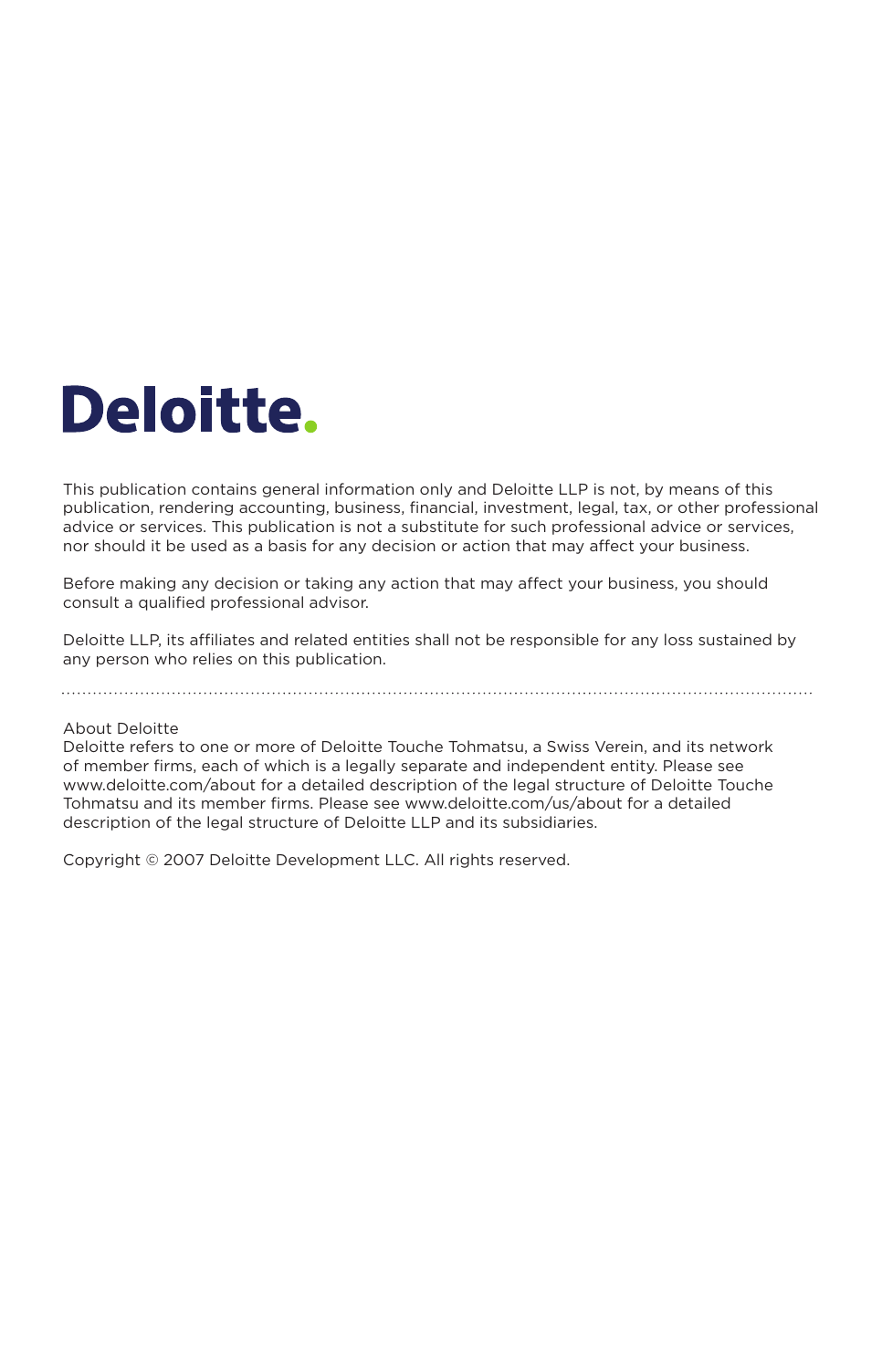# Deloitte.

This publication contains general information only and Deloitte LLP is not, by means of this publication, rendering accounting, business, financial, investment, legal, tax, or other professional advice or services. This publication is not a substitute for such professional advice or services, nor should it be used as a basis for any decision or action that may affect your business.

Before making any decision or taking any action that may affect your business, you should consult a qualified professional advisor.

Deloitte LLP, its affiliates and related entities shall not be responsible for any loss sustained by any person who relies on this publication.

---

About Deloitte
Deloitte refers to one or more of Deloitte Touche Tohmatsu, a Swiss Verein, and its network of member firms, each of which is a legally separate and independent entity. Please see www.deloitte.com/about for a detailed description of the legal structure of Deloitte Touche Tohmatsu and its member firms. Please see www.deloitte.com/us/about for a detailed description of the legal structure of Deloitte LLP and its subsidiaries.

Copyright © 2007 Deloitte Development LLC. All rights reserved.